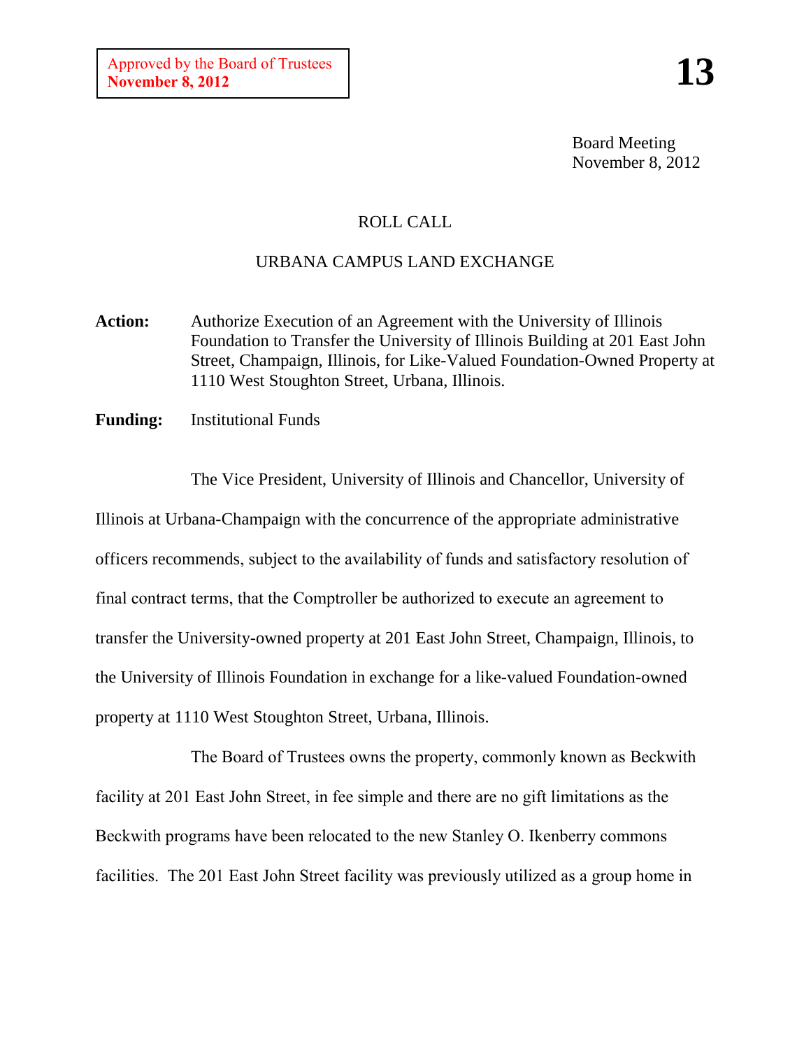Approved by the Board of Trustees
**November 8, 2012**

**13**

Board Meeting
November 8, 2012

ROLL CALL

URBANA CAMPUS LAND EXCHANGE

**Action:** Authorize Execution of an Agreement with the University of Illinois Foundation to Transfer the University of Illinois Building at 201 East John Street, Champaign, Illinois, for Like-Valued Foundation-Owned Property at 1110 West Stoughton Street, Urbana, Illinois.

**Funding:** Institutional Funds

The Vice President, University of Illinois and Chancellor, University of Illinois at Urbana-Champaign with the concurrence of the appropriate administrative officers recommends, subject to the availability of funds and satisfactory resolution of final contract terms, that the Comptroller be authorized to execute an agreement to transfer the University-owned property at 201 East John Street, Champaign, Illinois, to the University of Illinois Foundation in exchange for a like-valued Foundation-owned property at 1110 West Stoughton Street, Urbana, Illinois.

The Board of Trustees owns the property, commonly known as Beckwith facility at 201 East John Street, in fee simple and there are no gift limitations as the Beckwith programs have been relocated to the new Stanley O. Ikenberry commons facilities. The 201 East John Street facility was previously utilized as a group home in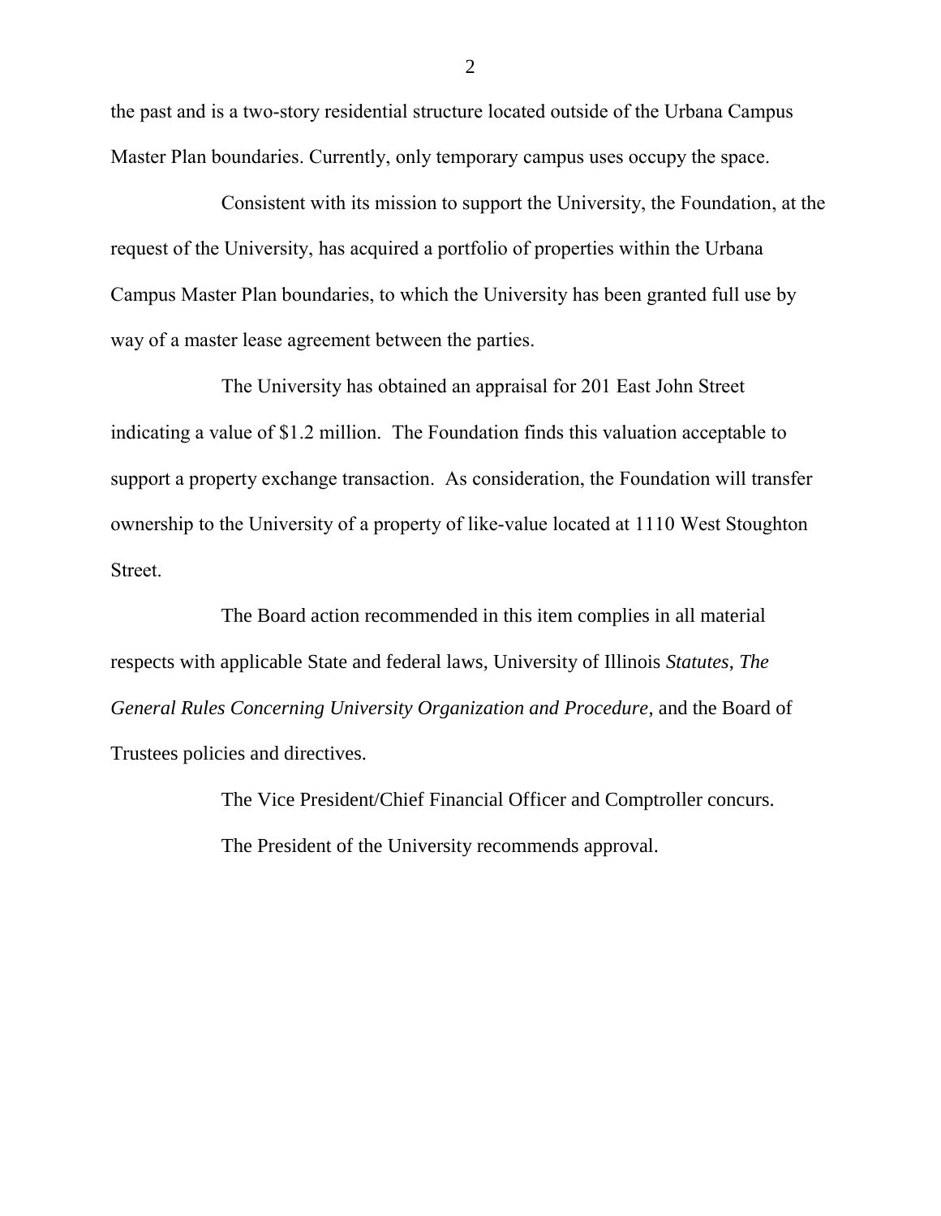the past and is a two-story residential structure located outside of the Urbana Campus Master Plan boundaries. Currently, only temporary campus uses occupy the space.

Consistent with its mission to support the University, the Foundation, at the request of the University, has acquired a portfolio of properties within the Urbana Campus Master Plan boundaries, to which the University has been granted full use by way of a master lease agreement between the parties.

The University has obtained an appraisal for 201 East John Street indicating a value of $1.2 million. The Foundation finds this valuation acceptable to support a property exchange transaction. As consideration, the Foundation will transfer ownership to the University of a property of like-value located at 1110 West Stoughton Street.

The Board action recommended in this item complies in all material respects with applicable State and federal laws, University of Illinois *Statutes*, *The General Rules Concerning University Organization and Procedure*, and the Board of Trustees policies and directives.

The Vice President/Chief Financial Officer and Comptroller concurs.

The President of the University recommends approval.